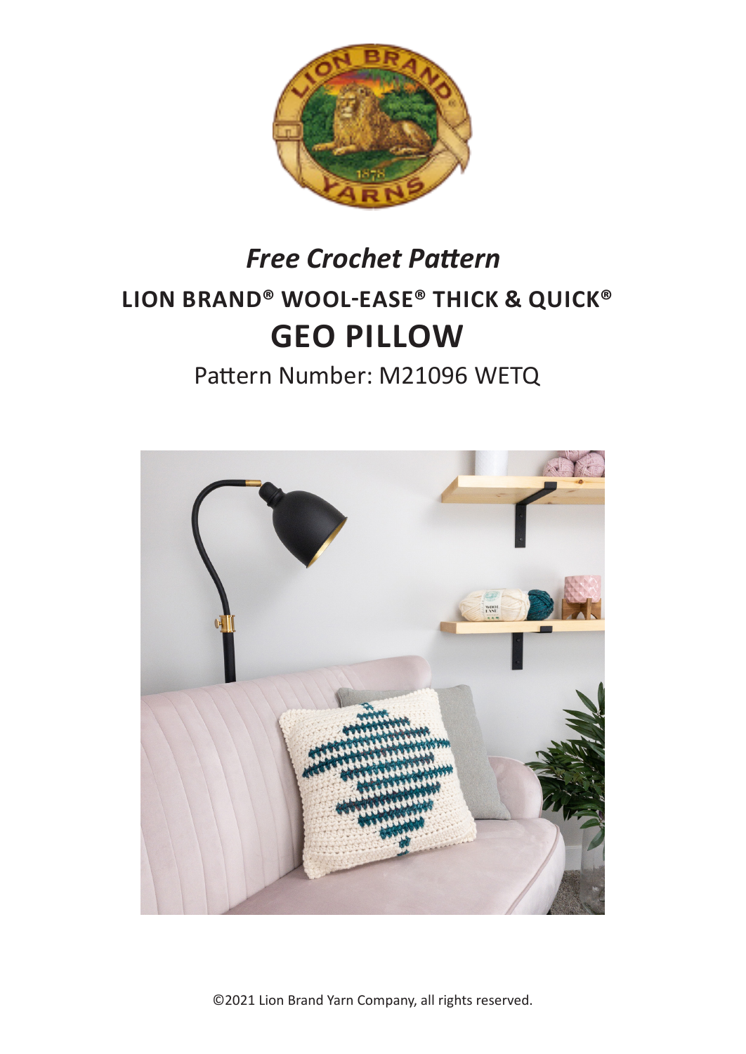*Free Crochet Pattern*

**LION BRAND® WOOL-EASE® THICK & QUICK®**

# GEO PILLOW

Pattern Number: M21096 WETQ

©2021 Lion Brand Yarn Company, all rights reserved.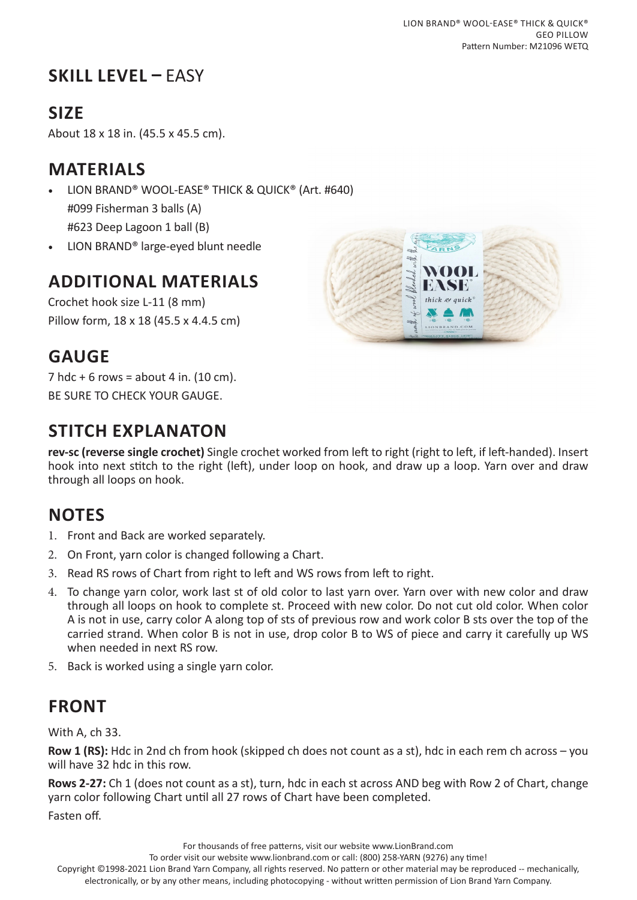## SKILL LEVEL – EASY

## SIZE

About 18 x 18 in. (45.5 x 45.5 cm).

## MATERIALS

- LION BRAND® WOOL-EASE® THICK & QUICK® (Art. #640)
  #099 Fisherman 3 balls (A)
  #623 Deep Lagoon 1 ball (B)
- LION BRAND® large-eyed blunt needle

## ADDITIONAL MATERIALS

Crochet hook size L-11 (8 mm)

Pillow form, 18 x 18 (45.5 x 4.4.5 cm)

## GAUGE

7 hdc + 6 rows = about 4 in. (10 cm).

BE SURE TO CHECK YOUR GAUGE.

## STITCH EXPLANATON

**rev-sc (reverse single crochet)** Single crochet worked from left to right (right to left, if left-handed). Insert hook into next stitch to the right (left), under loop on hook, and draw up a loop. Yarn over and draw through all loops on hook.

## NOTES

1. Front and Back are worked separately.
2. On Front, yarn color is changed following a Chart.
3. Read RS rows of Chart from right to left and WS rows from left to right.
4. To change yarn color, work last st of old color to last yarn over. Yarn over with new color and draw through all loops on hook to complete st. Proceed with new color. Do not cut old color. When color A is not in use, carry color A along top of sts of previous row and work color B sts over the top of the carried strand. When color B is not in use, drop color B to WS of piece and carry it carefully up WS when needed in next RS row.
5. Back is worked using a single yarn color.

## FRONT

With A, ch 33.

**Row 1 (RS):** Hdc in 2nd ch from hook (skipped ch does not count as a st), hdc in each rem ch across – you will have 32 hdc in this row.

**Rows 2-27:** Ch 1 (does not count as a st), turn, hdc in each st across AND beg with Row 2 of Chart, change yarn color following Chart until all 27 rows of Chart have been completed.

Fasten off.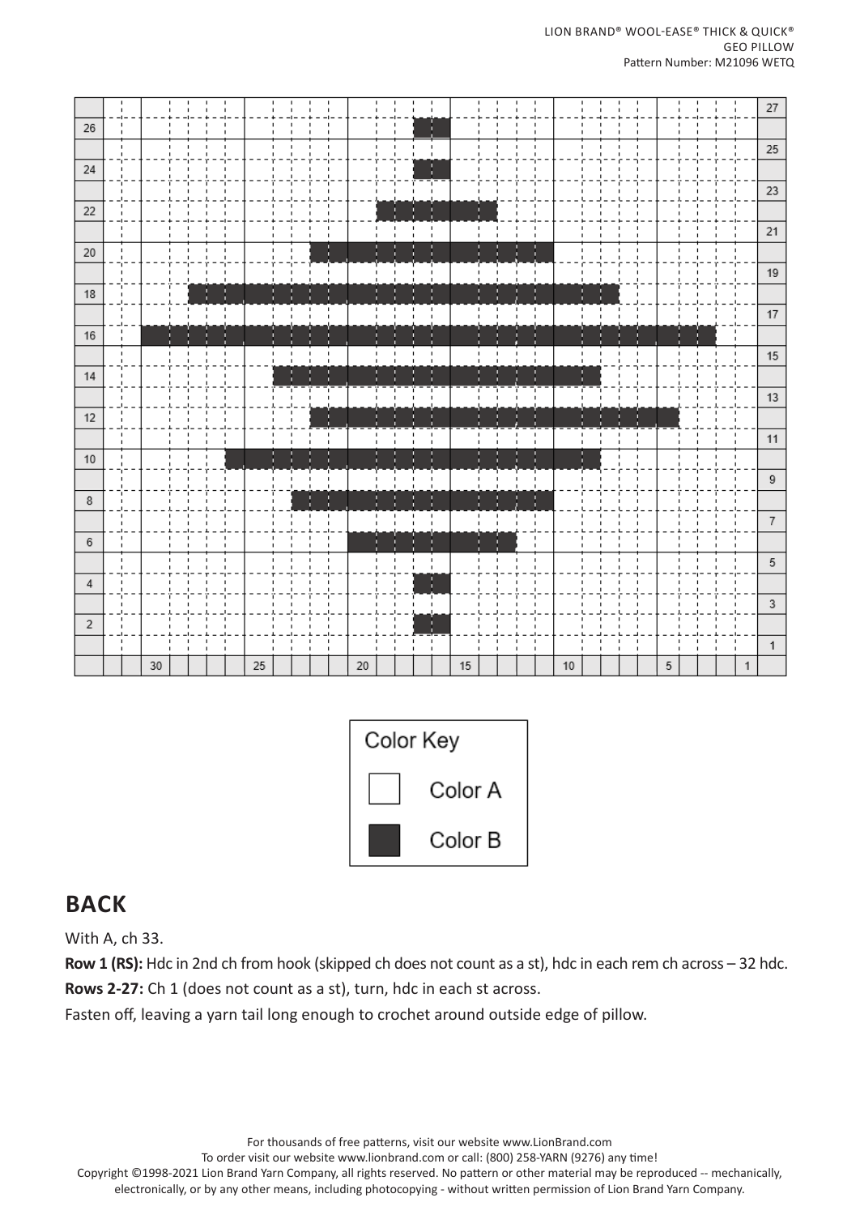Color Key

- Color A
- Color B

## BACK

With A, ch 33.

**Row 1 (RS):** Hdc in 2nd ch from hook (skipped ch does not count as a st), hdc in each rem ch across – 32 hdc.

**Rows 2-27:** Ch 1 (does not count as a st), turn, hdc in each st across.

Fasten off, leaving a yarn tail long enough to crochet around outside edge of pillow.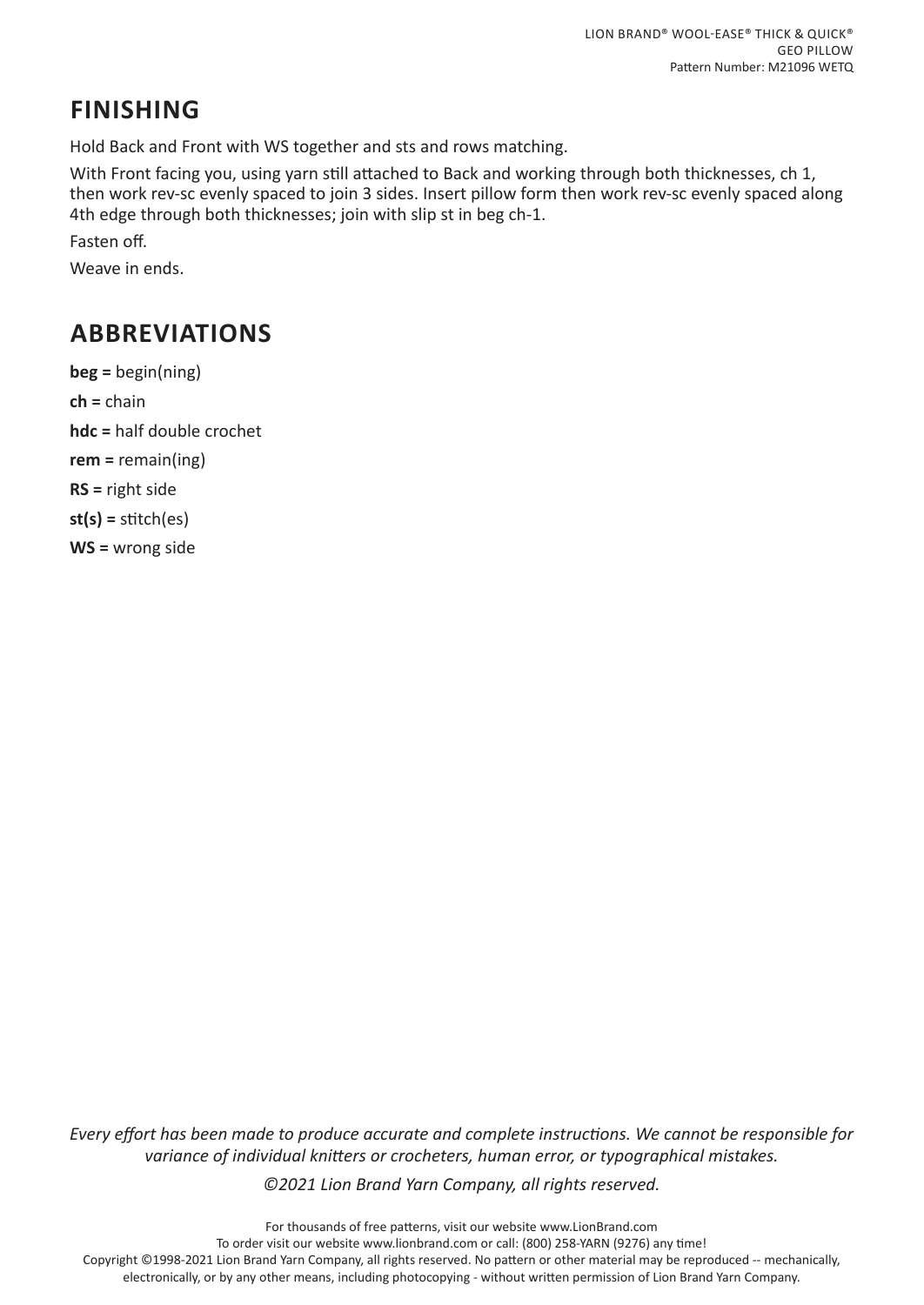## FINISHING

Hold Back and Front with WS together and sts and rows matching.

With Front facing you, using yarn still attached to Back and working through both thicknesses, ch 1, then work rev-sc evenly spaced to join 3 sides. Insert pillow form then work rev-sc evenly spaced along 4th edge through both thicknesses; join with slip st in beg ch-1.

Fasten off.

Weave in ends.

## ABBREVIATIONS

**beg =** begin(ning)

**ch =** chain

**hdc =** half double crochet

**rem =** remain(ing)

**RS =** right side

**st(s) =** stitch(es)

**WS =** wrong side

*Every effort has been made to produce accurate and complete instructions. We cannot be responsible for variance of individual knitters or crocheters, human error, or typographical mistakes.*

*©2021 Lion Brand Yarn Company, all rights reserved.*

For thousands of free patterns, visit our website www.LionBrand.com
To order visit our website www.lionbrand.com or call: (800) 258-YARN (9276) any time!
Copyright ©1998-2021 Lion Brand Yarn Company, all rights reserved. No pattern or other material may be reproduced -- mechanically, electronically, or by any other means, including photocopying - without written permission of Lion Brand Yarn Company.